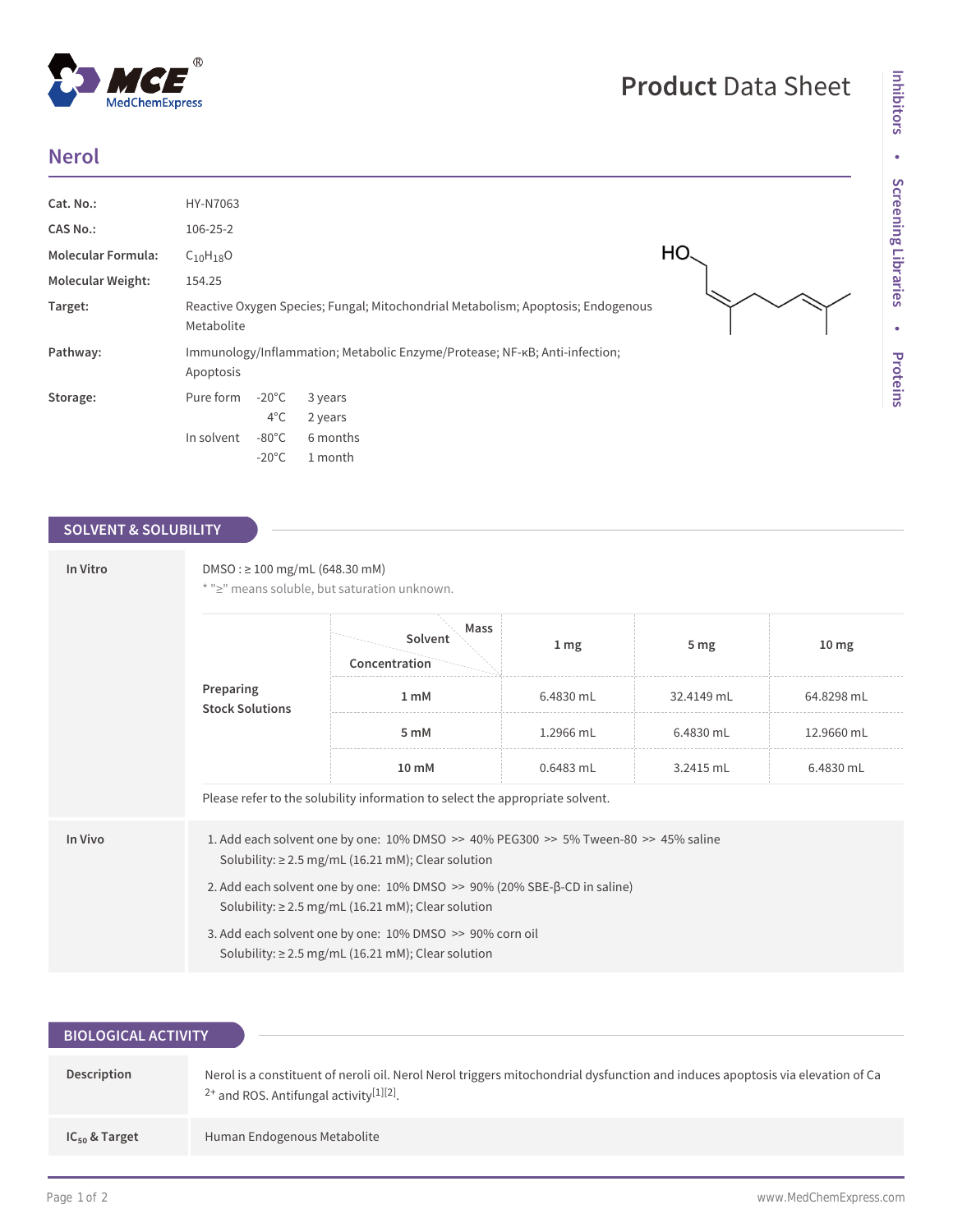# Product Data Sheet

## Nerol

| | |
|---|---|
| **Cat. No.:** | HY-N7063 |
| **CAS No.:** | 106-25-2 |
| **Molecular Formula:** | $C_{10}H_{18}O$ |
| **Molecular Weight:** | 154.25 |
| **Target:** | Reactive Oxygen Species; Fungal; Mitochondrial Metabolism; Apoptosis; Endogenous Metabolite |
| **Pathway:** | Immunology/Inflammation; Metabolic Enzyme/Protease; NF-κB; Anti-infection; Apoptosis |
| **Storage:** | Pure form -20°C 3 years; 4°C 2 years. In solvent -80°C 6 months; -20°C 1 month |

## SOLVENT & SOLUBILITY

### In Vitro

DMSO : ≥ 100 mg/mL (648.30 mM)

* "≥" means soluble, but saturation unknown.

**Preparing Stock Solutions**

| Concentration \ Solvent Mass | 1 mg | 5 mg | 10 mg |
|---|---|---|---|
| 1 mM | 6.4830 mL | 32.4149 mL | 64.8298 mL |
| 5 mM | 1.2966 mL | 6.4830 mL | 12.9660 mL |
| 10 mM | 0.6483 mL | 3.2415 mL | 6.4830 mL |

Please refer to the solubility information to select the appropriate solvent.

### In Vivo

1. Add each solvent one by one: 10% DMSO >> 40% PEG300 >> 5% Tween-80 >> 45% saline
   Solubility: ≥ 2.5 mg/mL (16.21 mM); Clear solution
2. Add each solvent one by one: 10% DMSO >> 90% (20% SBE-β-CD in saline)
   Solubility: ≥ 2.5 mg/mL (16.21 mM); Clear solution
3. Add each solvent one by one: 10% DMSO >> 90% corn oil
   Solubility: ≥ 2.5 mg/mL (16.21 mM); Clear solution

## BIOLOGICAL ACTIVITY

**Description**

Nerol is a constituent of neroli oil. Nerol Nerol triggers mitochondrial dysfunction and induces apoptosis via elevation of $Ca^{2+}$ and ROS. Antifungal activity[1][2].

**$IC_{50}$ & Target**

Human Endogenous Metabolite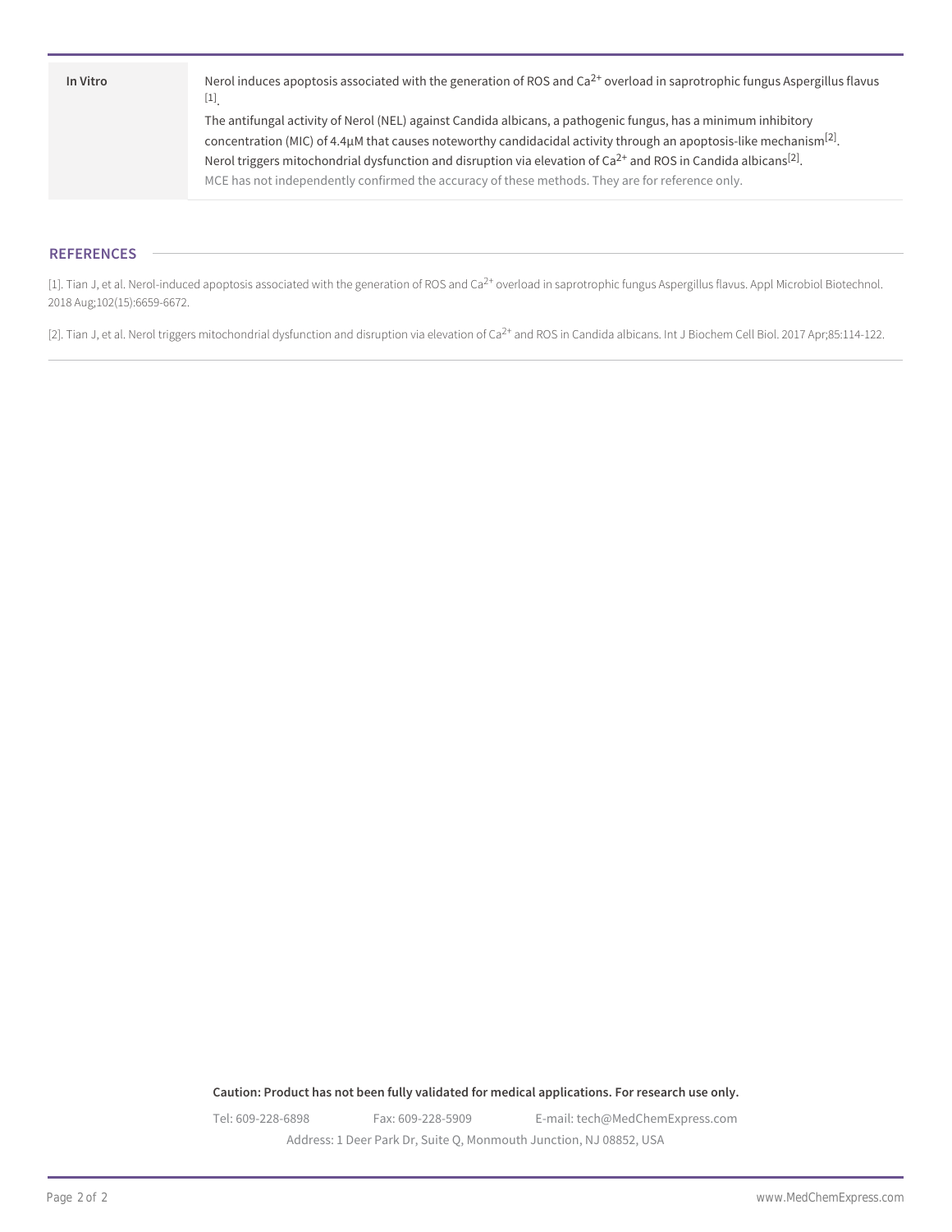| | |
|---|---|
| **In Vitro** | Nerol induces apoptosis associated with the generation of ROS and $Ca^{2+}$ overload in saprotrophic fungus Aspergillus flavus [1]. <br> The antifungal activity of Nerol (NEL) against Candida albicans, a pathogenic fungus, has a minimum inhibitory concentration (MIC) of 4.4μM that causes noteworthy candidacidal activity through an apoptosis-like mechanism[2]. <br> Nerol triggers mitochondrial dysfunction and disruption via elevation of $Ca^{2+}$ and ROS in Candida albicans[2]. <br> MCE has not independently confirmed the accuracy of these methods. They are for reference only. |

## REFERENCES

[1]. Tian J, et al. Nerol-induced apoptosis associated with the generation of ROS and $Ca^{2+}$ overload in saprotrophic fungus Aspergillus flavus. Appl Microbiol Biotechnol. 2018 Aug;102(15):6659-6672.

[2]. Tian J, et al. Nerol triggers mitochondrial dysfunction and disruption via elevation of $Ca^{2+}$ and ROS in Candida albicans. Int J Biochem Cell Biol. 2017 Apr;85:114-122.

**Caution: Product has not been fully validated for medical applications. For research use only.**

Tel: 609-228-6898 Fax: 609-228-5909 E-mail: tech@MedChemExpress.com

Address: 1 Deer Park Dr, Suite Q, Monmouth Junction, NJ 08852, USA